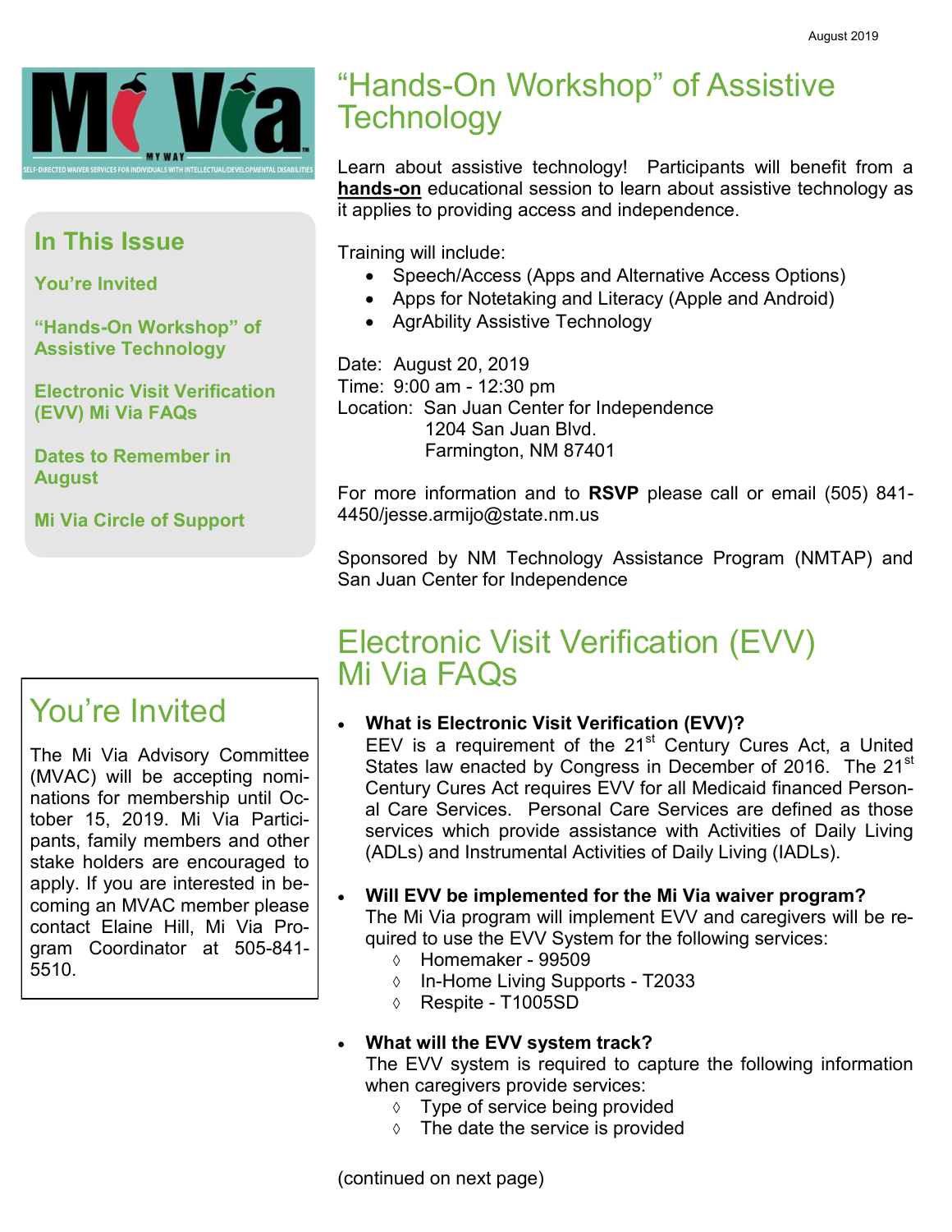August 2019

Mi Via MY WAY — SELF-DIRECTED WAIVER SERVICES FOR INDIVIDUALS WITH INTELLECTUAL/DEVELOPMENTAL DISABILITIES

## In This Issue

**You're Invited**

**"Hands-On Workshop" of Assistive Technology**

**Electronic Visit Verification (EVV) Mi Via FAQs**

**Dates to Remember in August**

**Mi Via Circle of Support**

## You're Invited

The Mi Via Advisory Committee (MVAC) will be accepting nominations for membership until October 15, 2019. Mi Via Participants, family members and other stake holders are encouraged to apply. If you are interested in becoming an MVAC member please contact Elaine Hill, Mi Via Program Coordinator at 505-841-5510.

# "Hands-On Workshop" of Assistive Technology

Learn about assistive technology! Participants will benefit from a **hands-on** educational session to learn about assistive technology as it applies to providing access and independence.

Training will include:

- Speech/Access (Apps and Alternative Access Options)
- Apps for Notetaking and Literacy (Apple and Android)
- AgrAbility Assistive Technology

Date: August 20, 2019
Time: 9:00 am - 12:30 pm
Location: San Juan Center for Independence
1204 San Juan Blvd.
Farmington, NM 87401

For more information and to **RSVP** please call or email (505) 841-4450/jesse.armijo@state.nm.us

Sponsored by NM Technology Assistance Program (NMTAP) and San Juan Center for Independence

# Electronic Visit Verification (EVV) Mi Via FAQs

- **What is Electronic Visit Verification (EVV)?**
  EEV is a requirement of the 21st Century Cures Act, a United States law enacted by Congress in December of 2016. The 21st Century Cures Act requires EVV for all Medicaid financed Personal Care Services. Personal Care Services are defined as those services which provide assistance with Activities of Daily Living (ADLs) and Instrumental Activities of Daily Living (IADLs).

- **Will EVV be implemented for the Mi Via waiver program?**
  The Mi Via program will implement EVV and caregivers will be required to use the EVV System for the following services:
  - Homemaker - 99509
  - In-Home Living Supports - T2033
  - Respite - T1005SD

- **What will the EVV system track?**
  The EVV system is required to capture the following information when caregivers provide services:
  - Type of service being provided
  - The date the service is provided

(continued on next page)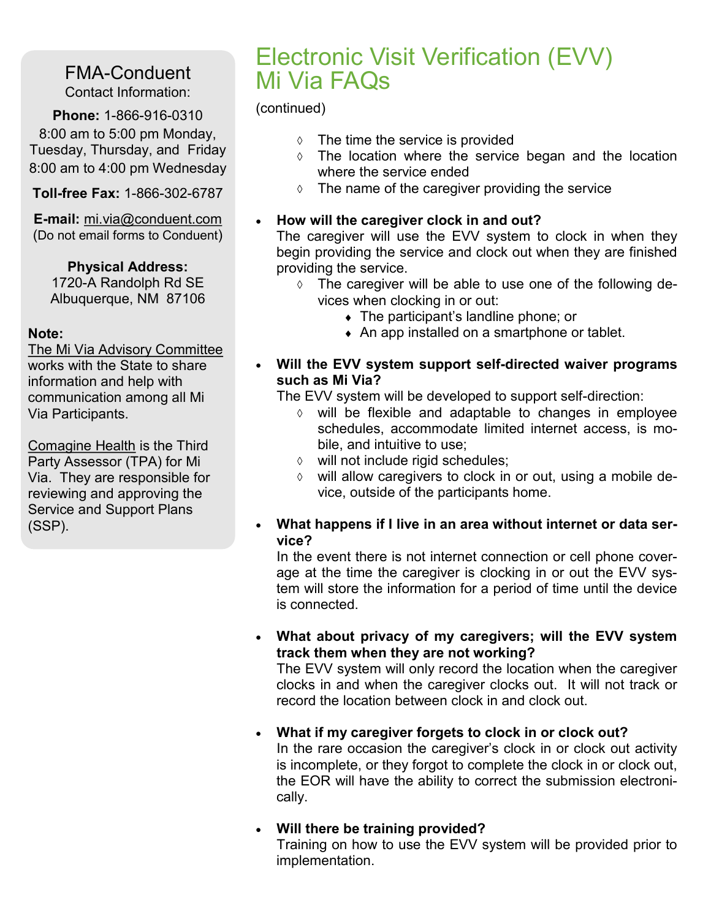## FMA-Conduent

Contact Information:

**Phone:** 1-866-916-0310
8:00 am to 5:00 pm Monday, Tuesday, Thursday, and Friday
8:00 am to 4:00 pm Wednesday

**Toll-free Fax:** 1-866-302-6787

**E-mail:** mi.via@conduent.com
(Do not email forms to Conduent)

**Physical Address:**
1720-A Randolph Rd SE
Albuquerque, NM 87106

**Note:**

The Mi Via Advisory Committee works with the State to share information and help with communication among all Mi Via Participants.

Comagine Health is the Third Party Assessor (TPA) for Mi Via. They are responsible for reviewing and approving the Service and Support Plans (SSP).

# Electronic Visit Verification (EVV) Mi Via FAQs

(continued)

- ◊ The time the service is provided
- ◊ The location where the service began and the location where the service ended
- ◊ The name of the caregiver providing the service

- **How will the caregiver clock in and out?**
  The caregiver will use the EVV system to clock in when they begin providing the service and clock out when they are finished providing the service.
  - ◊ The caregiver will be able to use one of the following devices when clocking in or out:
    - The participant's landline phone; or
    - An app installed on a smartphone or tablet.

- **Will the EVV system support self-directed waiver programs such as Mi Via?**
  The EVV system will be developed to support self-direction:
  - ◊ will be flexible and adaptable to changes in employee schedules, accommodate limited internet access, is mobile, and intuitive to use;
  - ◊ will not include rigid schedules;
  - ◊ will allow caregivers to clock in or out, using a mobile device, outside of the participants home.

- **What happens if I live in an area without internet or data service?**
  In the event there is not internet connection or cell phone coverage at the time the caregiver is clocking in or out the EVV system will store the information for a period of time until the device is connected.

- **What about privacy of my caregivers; will the EVV system track them when they are not working?**
  The EVV system will only record the location when the caregiver clocks in and when the caregiver clocks out. It will not track or record the location between clock in and clock out.

- **What if my caregiver forgets to clock in or clock out?**
  In the rare occasion the caregiver's clock in or clock out activity is incomplete, or they forgot to complete the clock in or clock out, the EOR will have the ability to correct the submission electronically.

- **Will there be training provided?**
  Training on how to use the EVV system will be provided prior to implementation.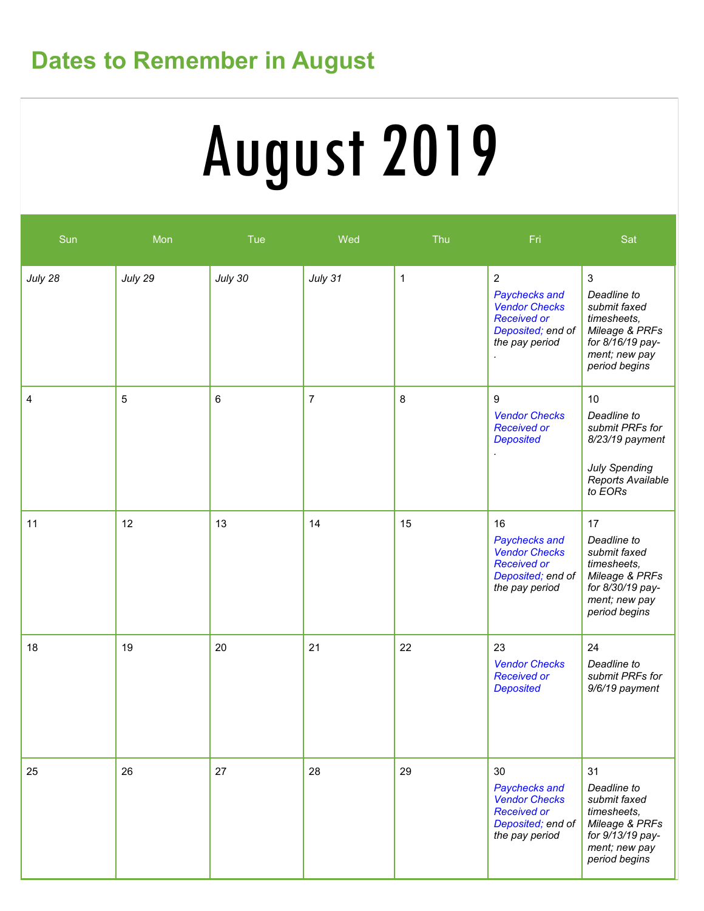## Dates to Remember in August

# August 2019

| Sun | Mon | Tue | Wed | Thu | Fri | Sat |
|---|---|---|---|---|---|---|
| *July 28* | *July 29* | *July 30* | *July 31* | 1 | 2 *Paychecks and Vendor Checks Received or Deposited; end of the pay period* . | 3 *Deadline to submit faxed timesheets, Mileage & PRFs for 8/16/19 payment; new pay period begins* |
| 4 | 5 | 6 | 7 | 8 | 9 *Vendor Checks Received or Deposited* . | 10 *Deadline to submit PRFs for 8/23/19 payment* *July Spending Reports Available to EORs* |
| 11 | 12 | 13 | 14 | 15 | 16 *Paychecks and Vendor Checks Received or Deposited; end of the pay period* | 17 *Deadline to submit faxed timesheets, Mileage & PRFs for 8/30/19 payment; new pay period begins* |
| 18 | 19 | 20 | 21 | 22 | 23 *Vendor Checks Received or Deposited* | 24 *Deadline to submit PRFs for 9/6/19 payment* |
| 25 | 26 | 27 | 28 | 29 | 30 *Paychecks and Vendor Checks Received or Deposited; end of the pay period* | 31 *Deadline to submit faxed timesheets, Mileage & PRFs for 9/13/19 payment; new pay period begins* |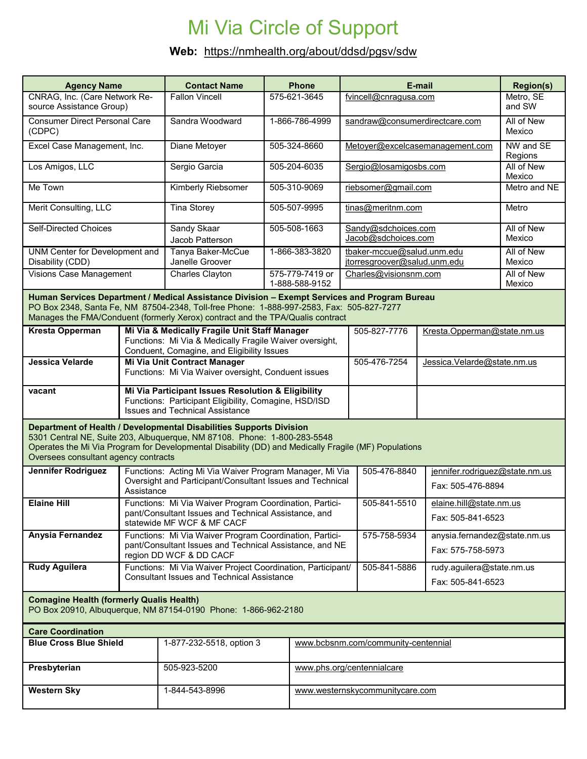# Mi Via Circle of Support

**Web:** https://nmhealth.org/about/ddsd/pgsv/sdw

| Agency Name | Contact Name | Phone | E-mail | Region(s) |
|---|---|---|---|---|
| CNRAG, Inc. (Care Network Resource Assistance Group) | Fallon Vincell | 575-621-3645 | fvincell@cnragusa.com | Metro, SE and SW |
| Consumer Direct Personal Care (CDPC) | Sandra Woodward | 1-866-786-4999 | sandraw@consumerdirectcare.com | All of New Mexico |
| Excel Case Management, Inc. | Diane Metoyer | 505-324-8660 | Metoyer@excelcasemanagement.com | NW and SE Regions |
| Los Amigos, LLC | Sergio Garcia | 505-204-6035 | Sergio@losamigosbs.com | All of New Mexico |
| Me Town | Kimberly Riebsomer | 505-310-9069 | riebsomer@gmail.com | Metro and NE |
| Merit Consulting, LLC | Tina Storey | 505-507-9995 | tinas@meritnm.com | Metro |
| Self-Directed Choices | Sandy Skaar<br>Jacob Patterson | 505-508-1663 | Sandy@sdchoices.com<br>Jacob@sdchoices.com | All of New Mexico |
| UNM Center for Development and Disability (CDD) | Tanya Baker-McCue<br>Janelle Groover | 1-866-383-3820 | tbaker-mccue@salud.unm.edu<br>jtorresgroover@salud.unm.edu | All of New Mexico |
| Visions Case Management | Charles Clayton | 575-779-7419 or 1-888-588-9152 | Charles@visionsnm.com | All of New Mexico |

**Human Services Department / Medical Assistance Division – Exempt Services and Program Bureau**
PO Box 2348, Santa Fe, NM 87504-2348, Toll-free Phone: 1-888-997-2583, Fax: 505-827-7277
Manages the FMA/Conduent (formerly Xerox) contract and the TPA/Qualis contract

| Name | Title / Functions | Phone | E-mail |
|---|---|---|---|
| **Kresta Opperman** | **Mi Via & Medically Fragile Unit Staff Manager**<br>Functions: Mi Via & Medically Fragile Waiver oversight, Conduent, Comagine, and Eligibility Issues | 505-827-7776 | Kresta.Opperman@state.nm.us |
| **Jessica Velarde** | **Mi Via Unit Contract Manager**<br>Functions: Mi Via Waiver oversight, Conduent issues | 505-476-7254 | Jessica.Velarde@state.nm.us |
| **vacant** | **Mi Via Participant Issues Resolution & Eligibility**<br>Functions: Participant Eligibility, Comagine, HSD/ISD Issues and Technical Assistance | | |

**Department of Health / Developmental Disabilities Supports Division**
5301 Central NE, Suite 203, Albuquerque, NM 87108. Phone: 1-800-283-5548
Operates the Mi Via Program for Developmental Disability (DD) and Medically Fragile (MF) Populations
Oversees consultant agency contracts

| Name | Functions | Phone | E-mail / Fax |
|---|---|---|---|
| **Jennifer Rodriguez** | Functions: Acting Mi Via Waiver Program Manager, Mi Via Oversight and Participant/Consultant Issues and Technical Assistance | 505-476-8840 | jennifer.rodriguez@state.nm.us<br>Fax: 505-476-8894 |
| **Elaine Hill** | Functions: Mi Via Waiver Program Coordination, Participant/Consultant Issues and Technical Assistance, and statewide MF WCF & MF CACF | 505-841-5510 | elaine.hill@state.nm.us<br>Fax: 505-841-6523 |
| **Anysia Fernandez** | Functions: Mi Via Waiver Program Coordination, Participant/Consultant Issues and Technical Assistance, and NE region DD WCF & DD CACF | 575-758-5934 | anysia.fernandez@state.nm.us<br>Fax: 575-758-5973 |
| **Rudy Aguilera** | Functions: Mi Via Waiver Project Coordination, Participant/Consultant Issues and Technical Assistance | 505-841-5886 | rudy.aguilera@state.nm.us<br>Fax: 505-841-6523 |

**Comagine Health (formerly Qualis Health)**
PO Box 20910, Albuquerque, NM 87154-0190 Phone: 1-866-962-2180

**Care Coordination**

| Organization | Phone | Website |
|---|---|---|
| **Blue Cross Blue Shield** | 1-877-232-5518, option 3 | www.bcbsnm.com/community-centennial |
| **Presbyterian** | 505-923-5200 | www.phs.org/centennialcare |
| **Western Sky** | 1-844-543-8996 | www.westernskycommunitycare.com |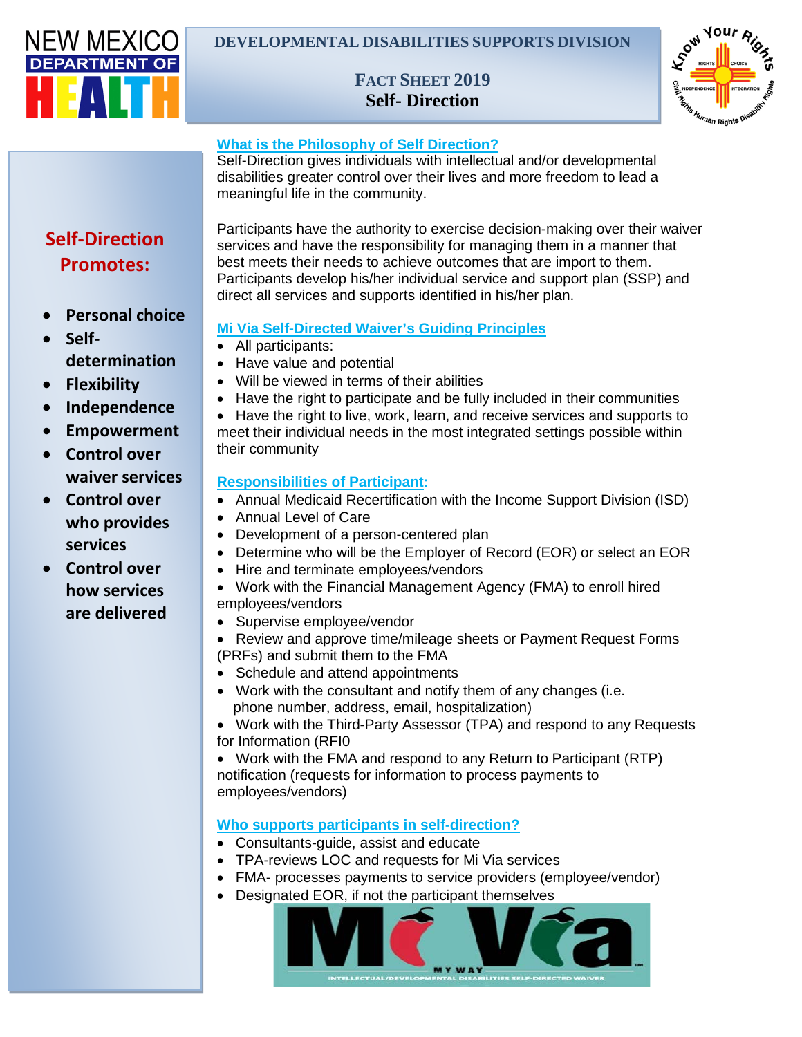NEW MEXICO DEPARTMENT OF HEALTH

DEVELOPMENTAL DISABILITIES SUPPORTS DIVISION

# FACT SHEET 2019
# Self- Direction

## Self-Direction Promotes:

- Personal choice
- Self-determination
- Flexibility
- Independence
- Empowerment
- Control over waiver services
- Control over who provides services
- Control over how services are delivered

## What is the Philosophy of Self Direction?

Self-Direction gives individuals with intellectual and/or developmental disabilities greater control over their lives and more freedom to lead a meaningful life in the community.

Participants have the authority to exercise decision-making over their waiver services and have the responsibility for managing them in a manner that best meets their needs to achieve outcomes that are import to them. Participants develop his/her individual service and support plan (SSP) and direct all services and supports identified in his/her plan.

## Mi Via Self-Directed Waiver's Guiding Principles

- All participants:
- Have value and potential
- Will be viewed in terms of their abilities
- Have the right to participate and be fully included in their communities
- Have the right to live, work, learn, and receive services and supports to meet their individual needs in the most integrated settings possible within their community

## Responsibilities of Participant:

- Annual Medicaid Recertification with the Income Support Division (ISD)
- Annual Level of Care
- Development of a person-centered plan
- Determine who will be the Employer of Record (EOR) or select an EOR
- Hire and terminate employees/vendors
- Work with the Financial Management Agency (FMA) to enroll hired employees/vendors
- Supervise employee/vendor
- Review and approve time/mileage sheets or Payment Request Forms (PRFs) and submit them to the FMA
- Schedule and attend appointments
- Work with the consultant and notify them of any changes (i.e. phone number, address, email, hospitalization)
- Work with the Third-Party Assessor (TPA) and respond to any Requests for Information (RFI0
- Work with the FMA and respond to any Return to Participant (RTP) notification (requests for information to process payments to employees/vendors)

## Who supports participants in self-direction?

- Consultants-guide, assist and educate
- TPA-reviews LOC and requests for Mi Via services
- FMA- processes payments to service providers (employee/vendor)
- Designated EOR, if not the participant themselves

Mi Via
MY WAY
INTELLECTUAL/DEVELOPMENTAL DISABILITIES SELF-DIRECTED WAIVER